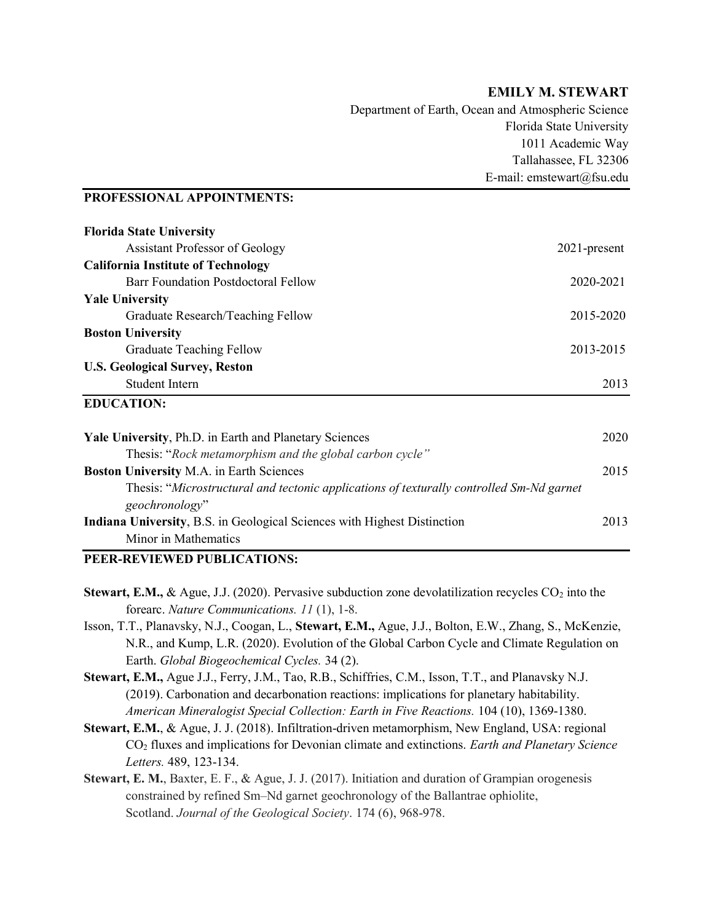**EMILY M. STEWART**

Department of Earth, Ocean and Atmospheric Science
Florida State University
1011 Academic Way
Tallahassee, FL 32306
E-mail: emstewart@fsu.edu

## PROFESSIONAL APPOINTMENTS:

**Florida State University**
Assistant Professor of Geology — 2021-present

**California Institute of Technology**
Barr Foundation Postdoctoral Fellow — 2020-2021

**Yale University**
Graduate Research/Teaching Fellow — 2015-2020

**Boston University**
Graduate Teaching Fellow — 2013-2015

**U.S. Geological Survey, Reston**
Student Intern — 2013

## EDUCATION:

**Yale University**, Ph.D. in Earth and Planetary Sciences — 2020
Thesis: "*Rock metamorphism and the global carbon cycle"*

**Boston University** M.A. in Earth Sciences — 2015
Thesis: "*Microstructural and tectonic applications of texturally controlled Sm-Nd garnet geochronology*"

**Indiana University**, B.S. in Geological Sciences with Highest Distinction — 2013
Minor in Mathematics

## PEER-REVIEWED PUBLICATIONS:

**Stewart, E.M.,** & Ague, J.J. (2020). Pervasive subduction zone devolatilization recycles $CO_2$ into the forearc. *Nature Communications. 11* (1), 1-8.

Isson, T.T., Planavsky, N.J., Coogan, L., **Stewart, E.M.,** Ague, J.J., Bolton, E.W., Zhang, S., McKenzie, N.R., and Kump, L.R. (2020). Evolution of the Global Carbon Cycle and Climate Regulation on Earth. *Global Biogeochemical Cycles.* 34 (2).

**Stewart, E.M.,** Ague J.J., Ferry, J.M., Tao, R.B., Schiffries, C.M., Isson, T.T., and Planavsky N.J. (2019). Carbonation and decarbonation reactions: implications for planetary habitability. *American Mineralogist Special Collection: Earth in Five Reactions.* 104 (10), 1369-1380.

**Stewart, E.M.**, & Ague, J. J. (2018). Infiltration-driven metamorphism, New England, USA: regional $CO_2$ fluxes and implications for Devonian climate and extinctions. *Earth and Planetary Science Letters.* 489, 123-134.

**Stewart, E. M.**, Baxter, E. F., & Ague, J. J. (2017). Initiation and duration of Grampian orogenesis constrained by refined Sm–Nd garnet geochronology of the Ballantrae ophiolite, Scotland. *Journal of the Geological Society*. 174 (6), 968-978.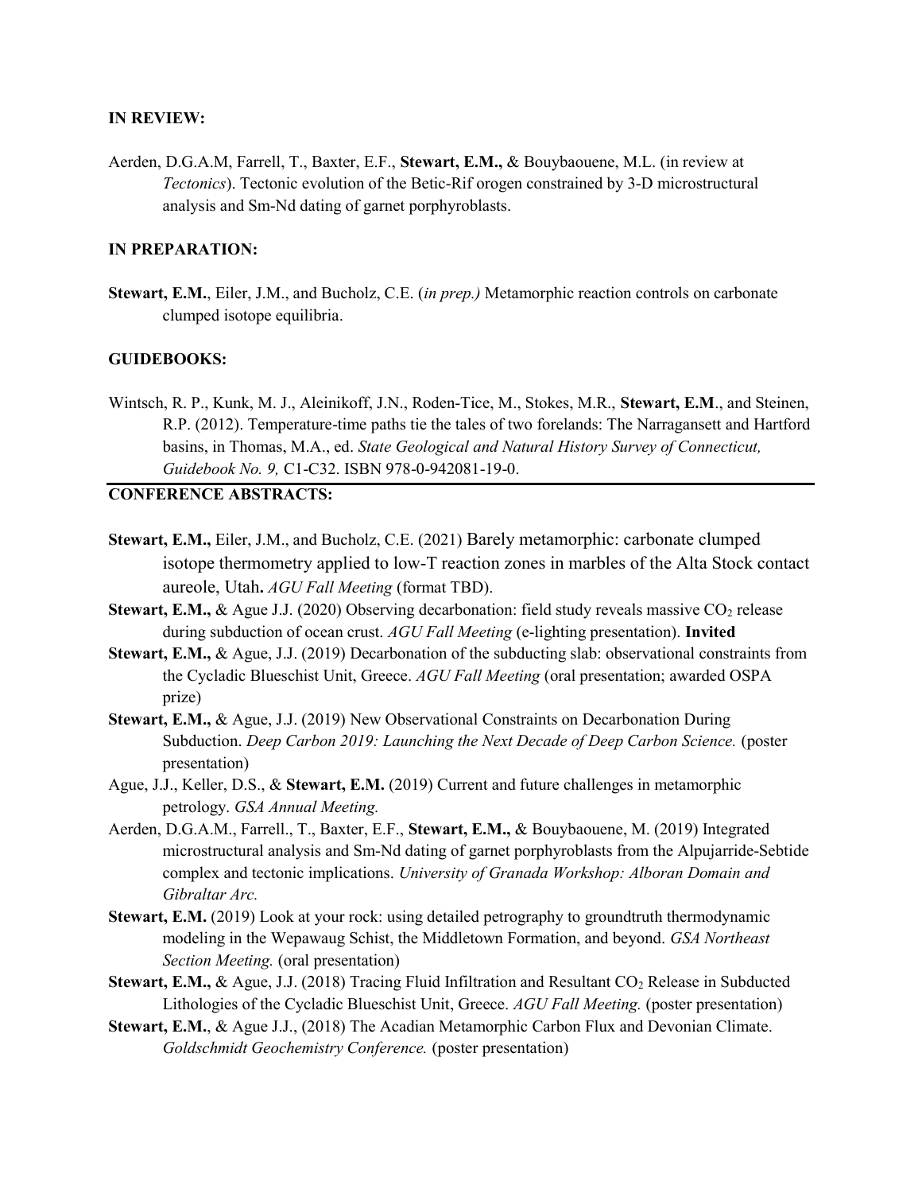**IN REVIEW:**

Aerden, D.G.A.M, Farrell, T., Baxter, E.F., **Stewart, E.M.,** & Bouybaouene, M.L. (in review at *Tectonics*). Tectonic evolution of the Betic-Rif orogen constrained by 3-D microstructural analysis and Sm-Nd dating of garnet porphyroblasts.

**IN PREPARATION:**

**Stewart, E.M.**, Eiler, J.M., and Bucholz, C.E. (*in prep.)* Metamorphic reaction controls on carbonate clumped isotope equilibria.

**GUIDEBOOKS:**

Wintsch, R. P., Kunk, M. J., Aleinikoff, J.N., Roden-Tice, M., Stokes, M.R., **Stewart, E.M**., and Steinen, R.P. (2012). Temperature-time paths tie the tales of two forelands: The Narragansett and Hartford basins, in Thomas, M.A., ed. *State Geological and Natural History Survey of Connecticut, Guidebook No. 9,* C1-C32. ISBN 978-0-942081-19-0.

**CONFERENCE ABSTRACTS:**

**Stewart, E.M.,** Eiler, J.M., and Bucholz, C.E. (2021) Barely metamorphic: carbonate clumped isotope thermometry applied to low-T reaction zones in marbles of the Alta Stock contact aureole, Utah**.** *AGU Fall Meeting* (format TBD).

**Stewart, E.M.,** & Ague J.J. (2020) Observing decarbonation: field study reveals massive $CO_2$ release during subduction of ocean crust. *AGU Fall Meeting* (e-lighting presentation). **Invited**

**Stewart, E.M.,** & Ague, J.J. (2019) Decarbonation of the subducting slab: observational constraints from the Cycladic Blueschist Unit, Greece. *AGU Fall Meeting* (oral presentation; awarded OSPA prize)

**Stewart, E.M.,** & Ague, J.J. (2019) New Observational Constraints on Decarbonation During Subduction. *Deep Carbon 2019: Launching the Next Decade of Deep Carbon Science.* (poster presentation)

Ague, J.J., Keller, D.S., & **Stewart, E.M.** (2019) Current and future challenges in metamorphic petrology. *GSA Annual Meeting.*

Aerden, D.G.A.M., Farrell., T., Baxter, E.F., **Stewart, E.M.,** & Bouybaouene, M. (2019) Integrated microstructural analysis and Sm-Nd dating of garnet porphyroblasts from the Alpujarride-Sebtide complex and tectonic implications. *University of Granada Workshop: Alboran Domain and Gibraltar Arc.*

**Stewart, E.M.** (2019) Look at your rock: using detailed petrography to groundtruth thermodynamic modeling in the Wepawaug Schist, the Middletown Formation, and beyond. *GSA Northeast Section Meeting.* (oral presentation)

**Stewart, E.M.,** & Ague, J.J. (2018) Tracing Fluid Infiltration and Resultant $CO_2$ Release in Subducted Lithologies of the Cycladic Blueschist Unit, Greece. *AGU Fall Meeting.* (poster presentation)

**Stewart, E.M.**, & Ague J.J., (2018) The Acadian Metamorphic Carbon Flux and Devonian Climate. *Goldschmidt Geochemistry Conference.* (poster presentation)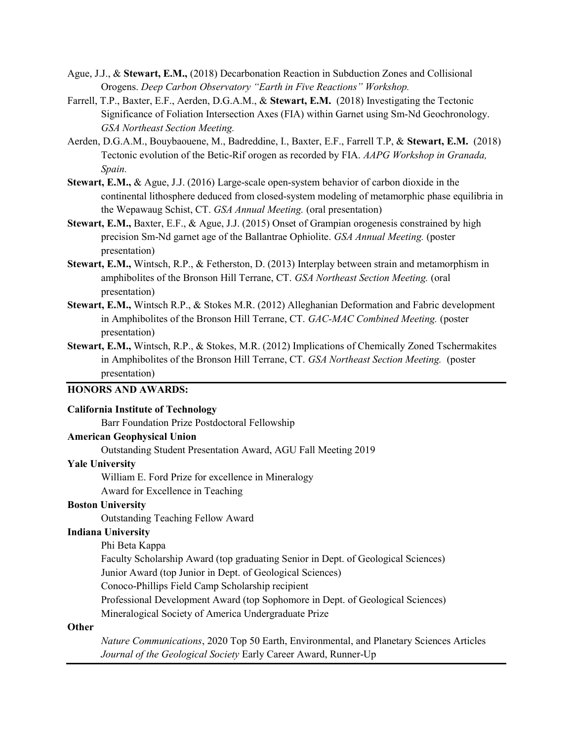Ague, J.J., & **Stewart, E.M.,** (2018) Decarbonation Reaction in Subduction Zones and Collisional Orogens. *Deep Carbon Observatory "Earth in Five Reactions" Workshop.*

Farrell, T.P., Baxter, E.F., Aerden, D.G.A.M., & **Stewart, E.M.** (2018) Investigating the Tectonic Significance of Foliation Intersection Axes (FIA) within Garnet using Sm-Nd Geochronology. *GSA Northeast Section Meeting.*

Aerden, D.G.A.M., Bouybaouene, M., Badreddine, I., Baxter, E.F., Farrell T.P, & **Stewart, E.M.** (2018) Tectonic evolution of the Betic-Rif orogen as recorded by FIA. *AAPG Workshop in Granada, Spain.*

**Stewart, E.M.,** & Ague, J.J. (2016) Large-scale open-system behavior of carbon dioxide in the continental lithosphere deduced from closed-system modeling of metamorphic phase equilibria in the Wepawaug Schist, CT. *GSA Annual Meeting.* (oral presentation)

**Stewart, E.M.,** Baxter, E.F., & Ague, J.J. (2015) Onset of Grampian orogenesis constrained by high precision Sm-Nd garnet age of the Ballantrae Ophiolite. *GSA Annual Meeting.* (poster presentation)

**Stewart, E.M.,** Wintsch, R.P., & Fetherston, D. (2013) Interplay between strain and metamorphism in amphibolites of the Bronson Hill Terrane, CT. *GSA Northeast Section Meeting.* (oral presentation)

**Stewart, E.M.,** Wintsch R.P., & Stokes M.R. (2012) Alleghanian Deformation and Fabric development in Amphibolites of the Bronson Hill Terrane, CT. *GAC-MAC Combined Meeting.* (poster presentation)

**Stewart, E.M.,** Wintsch, R.P., & Stokes, M.R. (2012) Implications of Chemically Zoned Tschermakites in Amphibolites of the Bronson Hill Terrane, CT. *GSA Northeast Section Meeting.* (poster presentation)

## HONORS AND AWARDS:

**California Institute of Technology**

Barr Foundation Prize Postdoctoral Fellowship

**American Geophysical Union**

Outstanding Student Presentation Award, AGU Fall Meeting 2019

**Yale University**

William E. Ford Prize for excellence in Mineralogy

Award for Excellence in Teaching

**Boston University**

Outstanding Teaching Fellow Award

**Indiana University**

Phi Beta Kappa

Faculty Scholarship Award (top graduating Senior in Dept. of Geological Sciences)

Junior Award (top Junior in Dept. of Geological Sciences)

Conoco-Phillips Field Camp Scholarship recipient

Professional Development Award (top Sophomore in Dept. of Geological Sciences)

Mineralogical Society of America Undergraduate Prize

**Other**

*Nature Communications*, 2020 Top 50 Earth, Environmental, and Planetary Sciences Articles

*Journal of the Geological Society* Early Career Award, Runner-Up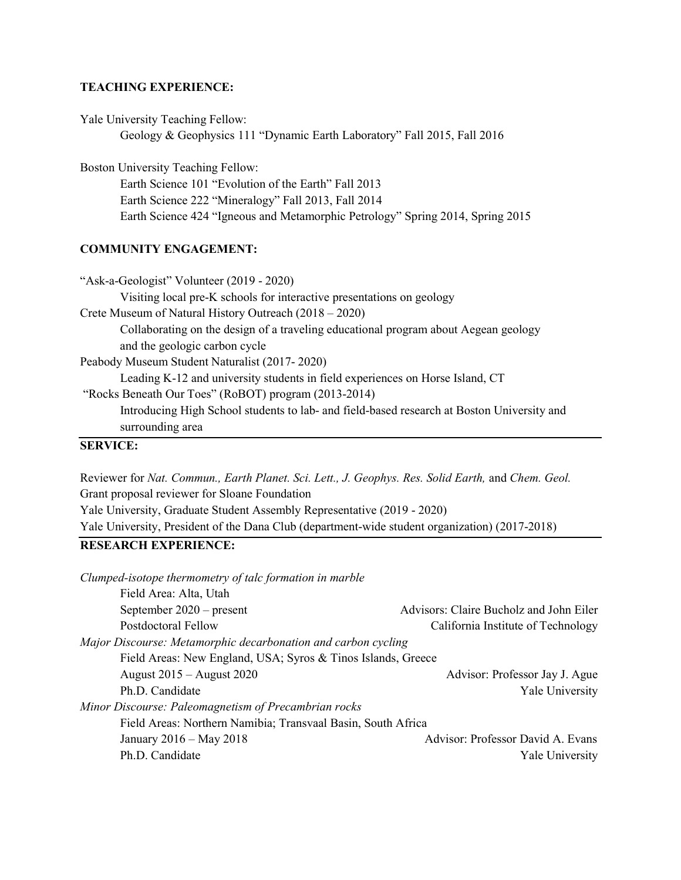## TEACHING EXPERIENCE:

Yale University Teaching Fellow:

- Geology & Geophysics 111 "Dynamic Earth Laboratory" Fall 2015, Fall 2016

Boston University Teaching Fellow:

- Earth Science 101 "Evolution of the Earth" Fall 2013
- Earth Science 222 "Mineralogy" Fall 2013, Fall 2014
- Earth Science 424 "Igneous and Metamorphic Petrology" Spring 2014, Spring 2015

## COMMUNITY ENGAGEMENT:

"Ask-a-Geologist" Volunteer (2019 - 2020)

- Visiting local pre-K schools for interactive presentations on geology

Crete Museum of Natural History Outreach (2018 – 2020)

- Collaborating on the design of a traveling educational program about Aegean geology and the geologic carbon cycle

Peabody Museum Student Naturalist (2017- 2020)

- Leading K-12 and university students in field experiences on Horse Island, CT

"Rocks Beneath Our Toes" (RoBOT) program (2013-2014)

- Introducing High School students to lab- and field-based research at Boston University and surrounding area

## SERVICE:

Reviewer for *Nat. Commun., Earth Planet. Sci. Lett., J. Geophys. Res. Solid Earth,* and *Chem. Geol.*
Grant proposal reviewer for Sloane Foundation
Yale University, Graduate Student Assembly Representative (2019 - 2020)
Yale University, President of the Dana Club (department-wide student organization) (2017-2018)

## RESEARCH EXPERIENCE:

*Clumped-isotope thermometry of talc formation in marble*

Field Area: Alta, Utah
September 2020 – present — Advisors: Claire Bucholz and John Eiler
Postdoctoral Fellow — California Institute of Technology

*Major Discourse: Metamorphic decarbonation and carbon cycling*

Field Areas: New England, USA; Syros & Tinos Islands, Greece
August 2015 – August 2020 — Advisor: Professor Jay J. Ague
Ph.D. Candidate — Yale University

*Minor Discourse: Paleomagnetism of Precambrian rocks*

Field Areas: Northern Namibia; Transvaal Basin, South Africa
January 2016 – May 2018 — Advisor: Professor David A. Evans
Ph.D. Candidate — Yale University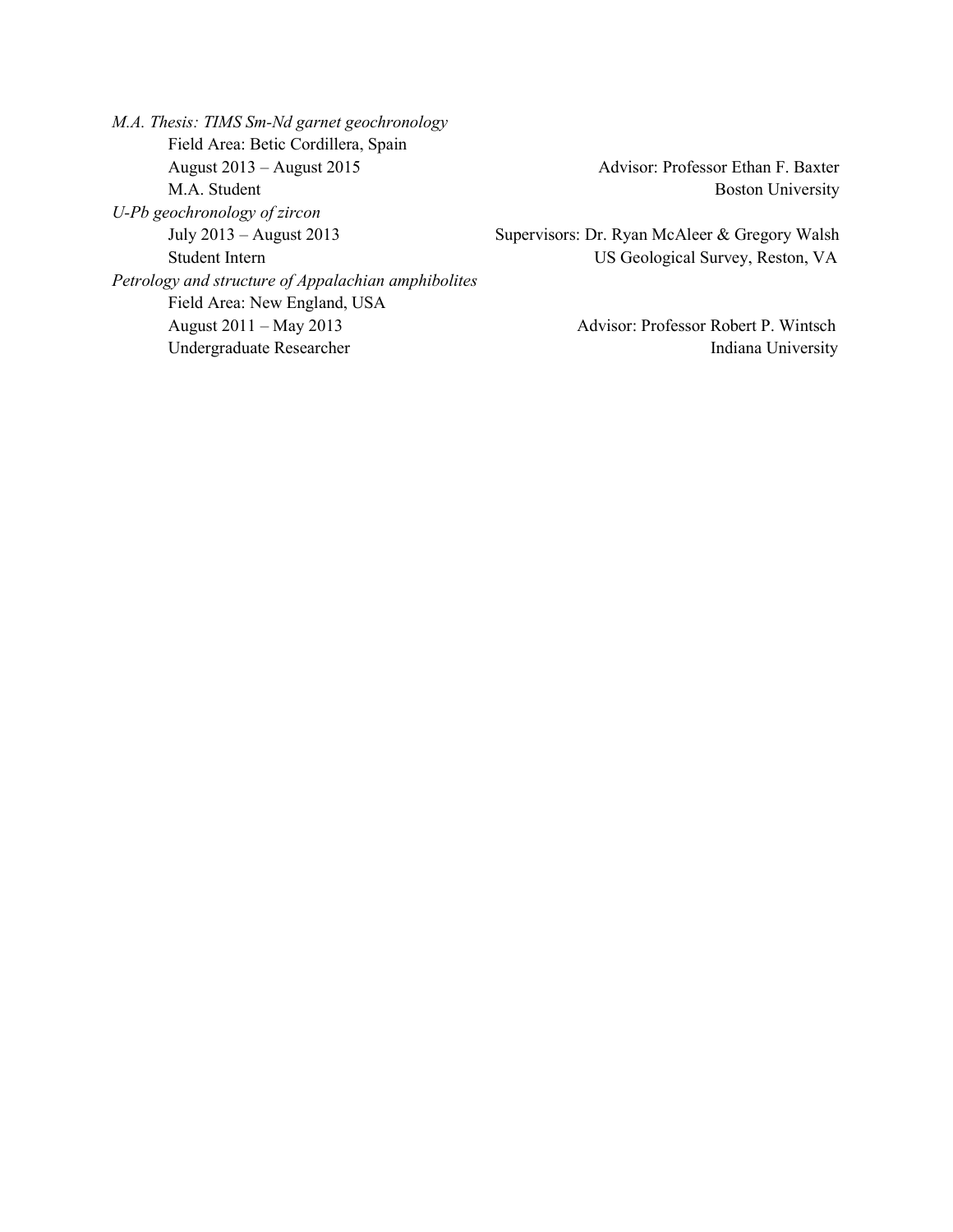*M.A. Thesis: TIMS Sm-Nd garnet geochronology*

Field Area: Betic Cordillera, Spain

August 2013 – August 2015 — Advisor: Professor Ethan F. Baxter

M.A. Student — Boston University

*U-Pb geochronology of zircon*

July 2013 – August 2013 — Supervisors: Dr. Ryan McAleer & Gregory Walsh

Student Intern — US Geological Survey, Reston, VA

*Petrology and structure of Appalachian amphibolites*

Field Area: New England, USA

August 2011 – May 2013 — Advisor: Professor Robert P. Wintsch

Undergraduate Researcher — Indiana University